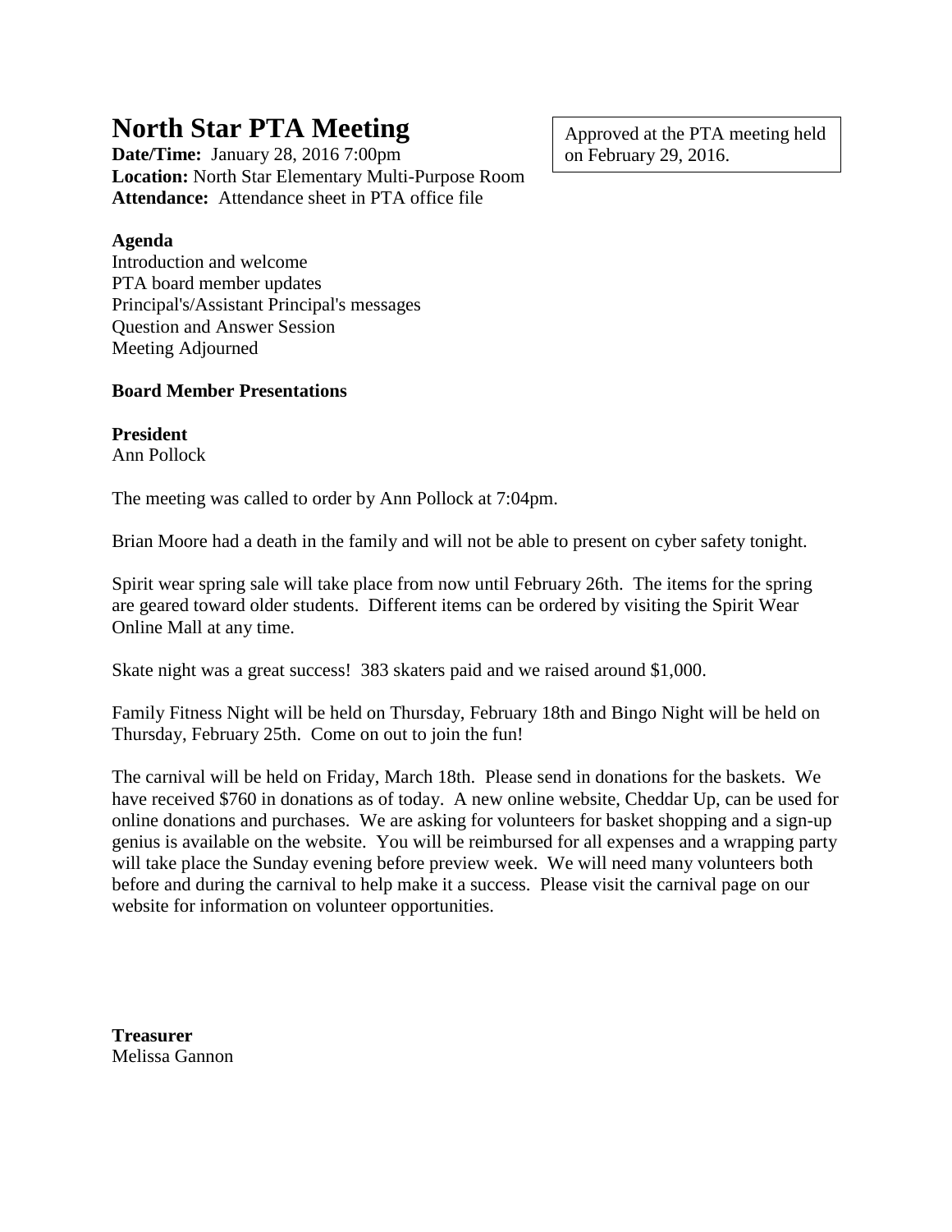# North Star PTA Meeting

Approved at the PTA meeting held on February 29, 2016.

**Date/Time:** January 28, 2016 7:00pm
**Location:** North Star Elementary Multi-Purpose Room
**Attendance:** Attendance sheet in PTA office file

**Agenda**
Introduction and welcome
PTA board member updates
Principal's/Assistant Principal's messages
Question and Answer Session
Meeting Adjourned

**Board Member Presentations**

**President**
Ann Pollock

The meeting was called to order by Ann Pollock at 7:04pm.

Brian Moore had a death in the family and will not be able to present on cyber safety tonight.

Spirit wear spring sale will take place from now until February 26th. The items for the spring are geared toward older students. Different items can be ordered by visiting the Spirit Wear Online Mall at any time.

Skate night was a great success! 383 skaters paid and we raised around $1,000.

Family Fitness Night will be held on Thursday, February 18th and Bingo Night will be held on Thursday, February 25th. Come on out to join the fun!

The carnival will be held on Friday, March 18th. Please send in donations for the baskets. We have received $760 in donations as of today. A new online website, Cheddar Up, can be used for online donations and purchases. We are asking for volunteers for basket shopping and a sign-up genius is available on the website. You will be reimbursed for all expenses and a wrapping party will take place the Sunday evening before preview week. We will need many volunteers both before and during the carnival to help make it a success. Please visit the carnival page on our website for information on volunteer opportunities.

**Treasurer**
Melissa Gannon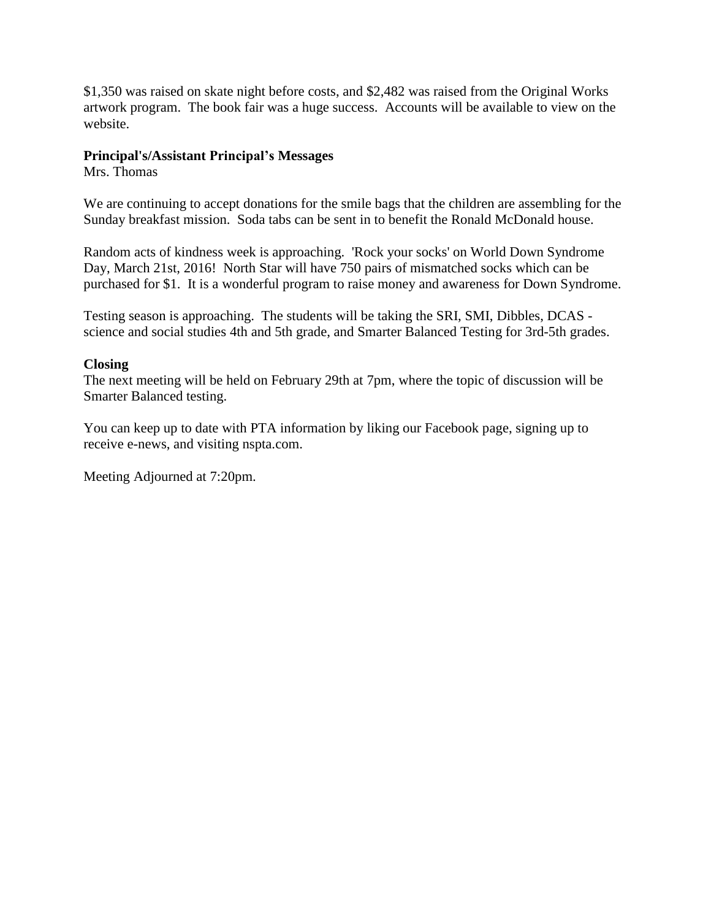$1,350 was raised on skate night before costs, and $2,482 was raised from the Original Works artwork program. The book fair was a huge success. Accounts will be available to view on the website.

**Principal's/Assistant Principal's Messages**
Mrs. Thomas

We are continuing to accept donations for the smile bags that the children are assembling for the Sunday breakfast mission. Soda tabs can be sent in to benefit the Ronald McDonald house.

Random acts of kindness week is approaching. 'Rock your socks' on World Down Syndrome Day, March 21st, 2016! North Star will have 750 pairs of mismatched socks which can be purchased for $1. It is a wonderful program to raise money and awareness for Down Syndrome.

Testing season is approaching. The students will be taking the SRI, SMI, Dibbles, DCAS - science and social studies 4th and 5th grade, and Smarter Balanced Testing for 3rd-5th grades.

**Closing**
The next meeting will be held on February 29th at 7pm, where the topic of discussion will be Smarter Balanced testing.

You can keep up to date with PTA information by liking our Facebook page, signing up to receive e-news, and visiting nspta.com.

Meeting Adjourned at 7:20pm.